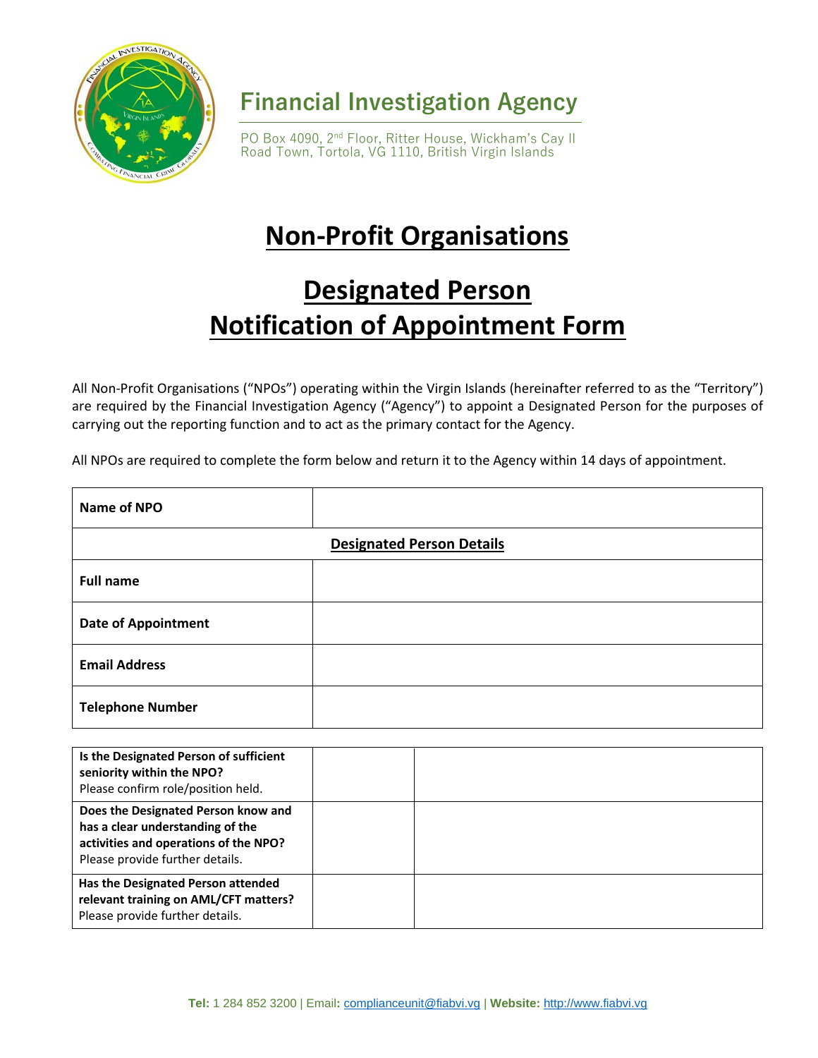**Financial Investigation Agency**

PO Box 4090, 2nd Floor, Ritter House, Wickham's Cay II
Road Town, Tortola, VG 1110, British Virgin Islands

# Non-Profit Organisations

# Designated Person Notification of Appointment Form

All Non-Profit Organisations ("NPOs") operating within the Virgin Islands (hereinafter referred to as the "Territory") are required by the Financial Investigation Agency ("Agency") to appoint a Designated Person for the purposes of carrying out the reporting function and to act as the primary contact for the Agency.

All NPOs are required to complete the form below and return it to the Agency within 14 days of appointment.

| **Name of NPO** | |
|---|---|
| **Designated Person Details** | |
| **Full name** | |
| **Date of Appointment** | |
| **Email Address** | |
| **Telephone Number** | |

| | | |
|---|---|---|
| **Is the Designated Person of sufficient seniority within the NPO?** Please confirm role/position held. | | |
| **Does the Designated Person know and has a clear understanding of the activities and operations of the NPO?** Please provide further details. | | |
| **Has the Designated Person attended relevant training on AML/CFT matters?** Please provide further details. | | |

**Tel:** 1 284 852 3200 | Email**:** compliancеunit@fiabvi.vg | **Website:** http://www.fiabvi.vg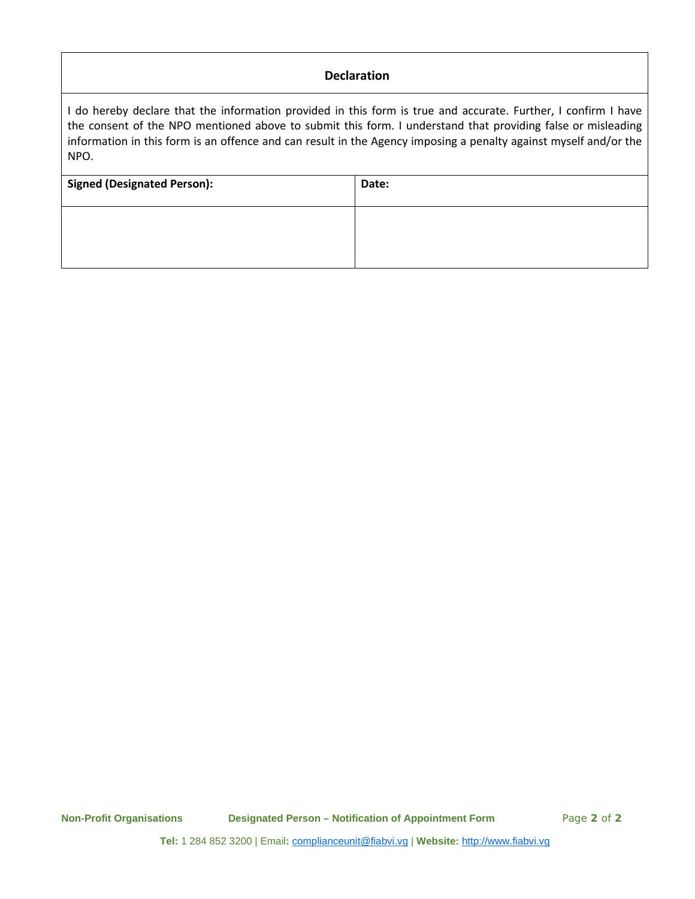## Declaration

I do hereby declare that the information provided in this form is true and accurate. Further, I confirm I have the consent of the NPO mentioned above to submit this form. I understand that providing false or misleading information in this form is an offence and can result in the Agency imposing a penalty against myself and/or the NPO.

| **Signed (Designated Person):** | **Date:** |
|---|---|
| | |

**Tel:** 1 284 852 3200 | Email**:** compliance​unit@fiabvi.vg | **Website:** http://www.fiabvi.vg